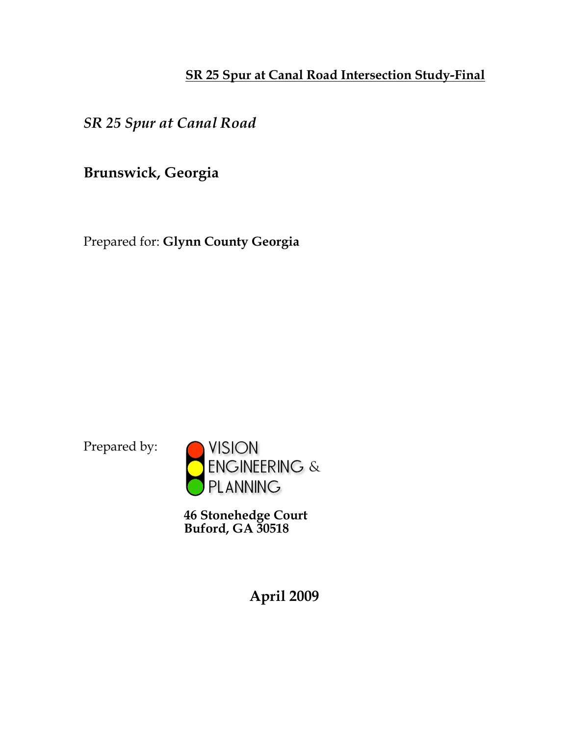**SR 25 Spur at Canal Road Intersection Study-Final**

*SR 25 Spur at Canal Road*

**Brunswick, Georgia**

Prepared for: **Glynn County Georgia**

Prepared by:

VISION ENGINEERING & PLANNING

**46 Stonehedge Court**
**Buford, GA 30518**

**April 2009**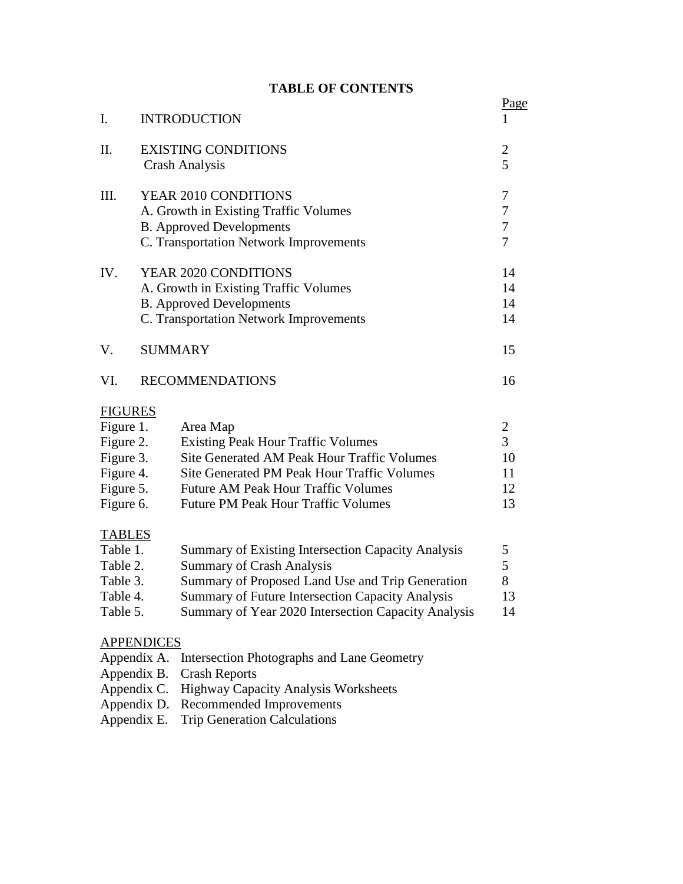# TABLE OF CONTENTS

| | | Page |
|---|---|---|
| I. | INTRODUCTION | 1 |
| II. | EXISTING CONDITIONS | 2 |
| | Crash Analysis | 5 |
| III. | YEAR 2010 CONDITIONS | 7 |
| | A. Growth in Existing Traffic Volumes | 7 |
| | B. Approved Developments | 7 |
| | C. Transportation Network Improvements | 7 |
| IV. | YEAR 2020 CONDITIONS | 14 |
| | A. Growth in Existing Traffic Volumes | 14 |
| | B. Approved Developments | 14 |
| | C. Transportation Network Improvements | 14 |
| V. | SUMMARY | 15 |
| VI. | RECOMMENDATIONS | 16 |

FIGURES

| | | |
|---|---|---|
| Figure 1. | Area Map | 2 |
| Figure 2. | Existing Peak Hour Traffic Volumes | 3 |
| Figure 3. | Site Generated AM Peak Hour Traffic Volumes | 10 |
| Figure 4. | Site Generated PM Peak Hour Traffic Volumes | 11 |
| Figure 5. | Future AM Peak Hour Traffic Volumes | 12 |
| Figure 6. | Future PM Peak Hour Traffic Volumes | 13 |

TABLES

| | | |
|---|---|---|
| Table 1. | Summary of Existing Intersection Capacity Analysis | 5 |
| Table 2. | Summary of Crash Analysis | 5 |
| Table 3. | Summary of Proposed Land Use and Trip Generation | 8 |
| Table 4. | Summary of Future Intersection Capacity Analysis | 13 |
| Table 5. | Summary of Year 2020 Intersection Capacity Analysis | 14 |

APPENDICES

- Appendix A. Intersection Photographs and Lane Geometry
- Appendix B. Crash Reports
- Appendix C. Highway Capacity Analysis Worksheets
- Appendix D. Recommended Improvements
- Appendix E. Trip Generation Calculations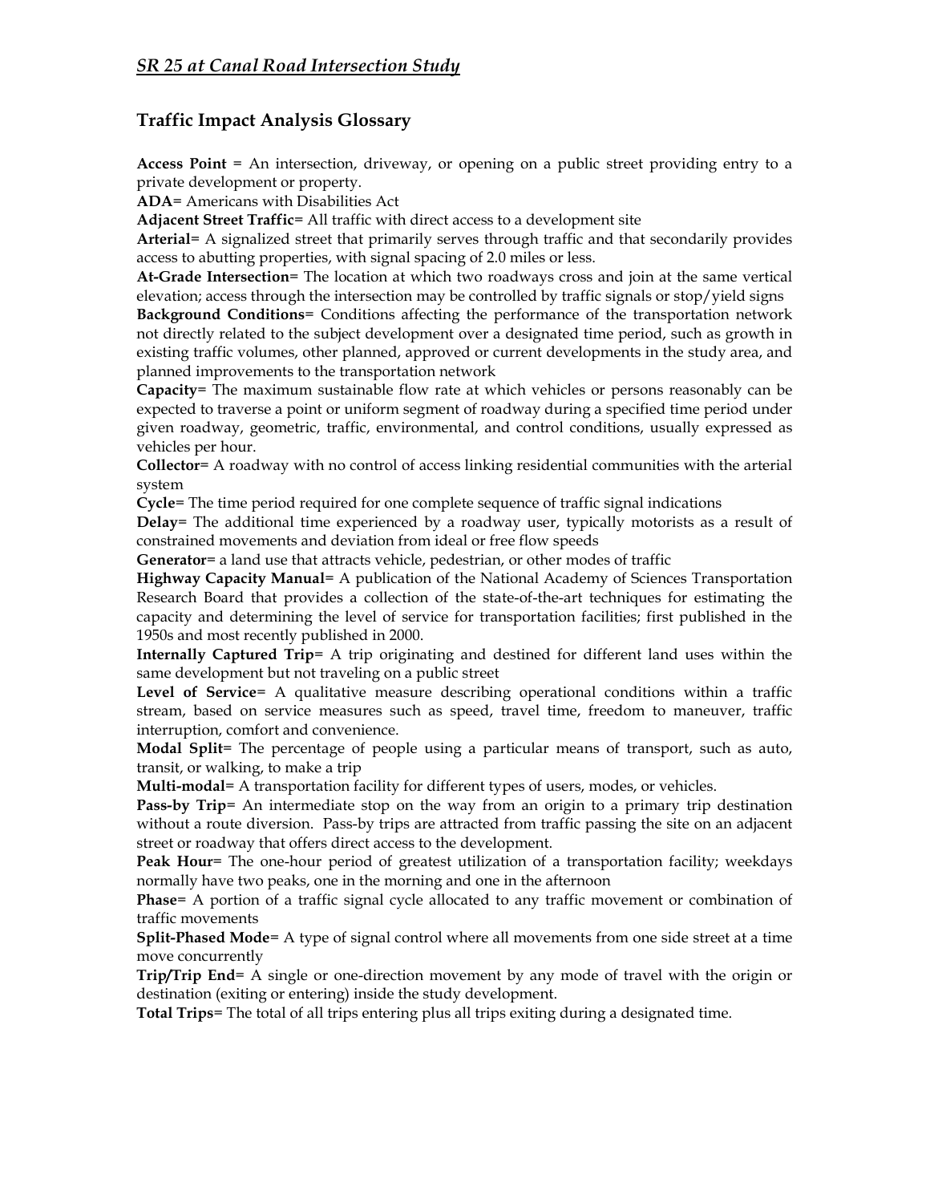## Traffic Impact Analysis Glossary

**Access Point** = An intersection, driveway, or opening on a public street providing entry to a private development or property.
**ADA**= Americans with Disabilities Act
**Adjacent Street Traffic**= All traffic with direct access to a development site
**Arterial**= A signalized street that primarily serves through traffic and that secondarily provides access to abutting properties, with signal spacing of 2.0 miles or less.
**At-Grade Intersection**= The location at which two roadways cross and join at the same vertical elevation; access through the intersection may be controlled by traffic signals or stop/yield signs
**Background Conditions**= Conditions affecting the performance of the transportation network not directly related to the subject development over a designated time period, such as growth in existing traffic volumes, other planned, approved or current developments in the study area, and planned improvements to the transportation network
**Capacity**= The maximum sustainable flow rate at which vehicles or persons reasonably can be expected to traverse a point or uniform segment of roadway during a specified time period under given roadway, geometric, traffic, environmental, and control conditions, usually expressed as vehicles per hour.
**Collector**= A roadway with no control of access linking residential communities with the arterial system
**Cycle**= The time period required for one complete sequence of traffic signal indications
**Delay**= The additional time experienced by a roadway user, typically motorists as a result of constrained movements and deviation from ideal or free flow speeds
**Generator**= a land use that attracts vehicle, pedestrian, or other modes of traffic
**Highway Capacity Manual**= A publication of the National Academy of Sciences Transportation Research Board that provides a collection of the state-of-the-art techniques for estimating the capacity and determining the level of service for transportation facilities; first published in the 1950s and most recently published in 2000.
**Internally Captured Trip**= A trip originating and destined for different land uses within the same development but not traveling on a public street
**Level of Service**= A qualitative measure describing operational conditions within a traffic stream, based on service measures such as speed, travel time, freedom to maneuver, traffic interruption, comfort and convenience.
**Modal Split**= The percentage of people using a particular means of transport, such as auto, transit, or walking, to make a trip
**Multi-modal**= A transportation facility for different types of users, modes, or vehicles.
**Pass-by Trip**= An intermediate stop on the way from an origin to a primary trip destination without a route diversion. Pass-by trips are attracted from traffic passing the site on an adjacent street or roadway that offers direct access to the development.
**Peak Hour**= The one-hour period of greatest utilization of a transportation facility; weekdays normally have two peaks, one in the morning and one in the afternoon
**Phase**= A portion of a traffic signal cycle allocated to any traffic movement or combination of traffic movements
**Split-Phased Mode**= A type of signal control where all movements from one side street at a time move concurrently
**Trip/Trip End**= A single or one-direction movement by any mode of travel with the origin or destination (exiting or entering) inside the study development.
**Total Trips**= The total of all trips entering plus all trips exiting during a designated time.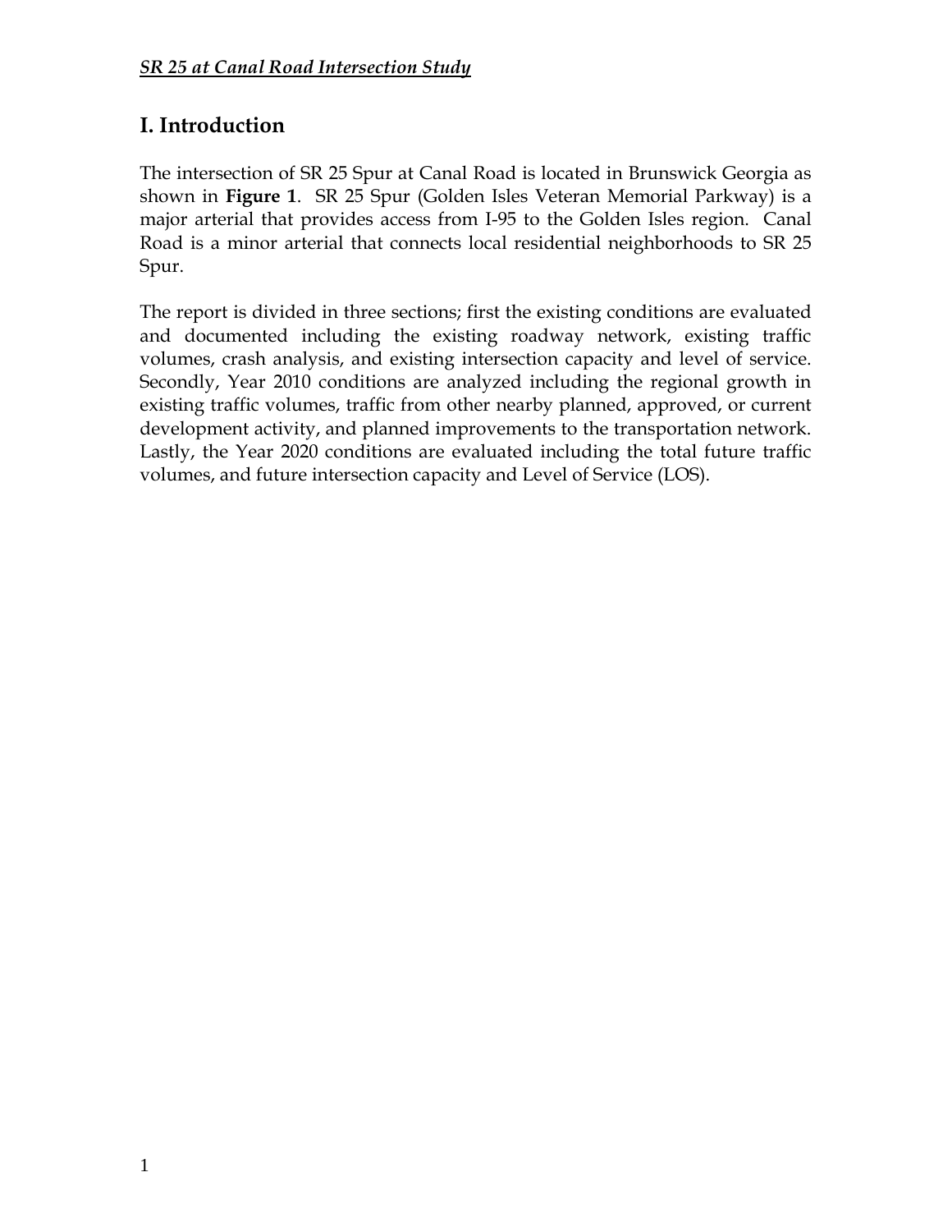# I. Introduction

The intersection of SR 25 Spur at Canal Road is located in Brunswick Georgia as shown in **Figure 1**. SR 25 Spur (Golden Isles Veteran Memorial Parkway) is a major arterial that provides access from I-95 to the Golden Isles region. Canal Road is a minor arterial that connects local residential neighborhoods to SR 25 Spur.

The report is divided in three sections; first the existing conditions are evaluated and documented including the existing roadway network, existing traffic volumes, crash analysis, and existing intersection capacity and level of service. Secondly, Year 2010 conditions are analyzed including the regional growth in existing traffic volumes, traffic from other nearby planned, approved, or current development activity, and planned improvements to the transportation network. Lastly, the Year 2020 conditions are evaluated including the total future traffic volumes, and future intersection capacity and Level of Service (LOS).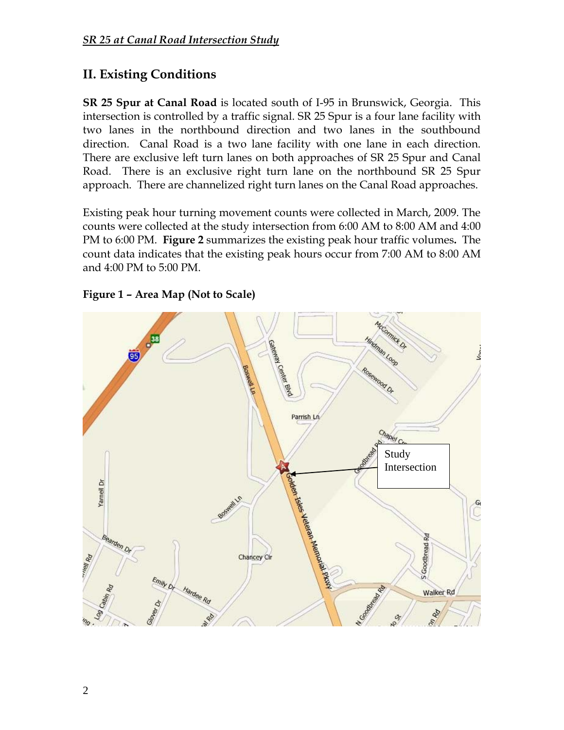## II. Existing Conditions

**SR 25 Spur at Canal Road** is located south of I-95 in Brunswick, Georgia. This intersection is controlled by a traffic signal. SR 25 Spur is a four lane facility with two lanes in the northbound direction and two lanes in the southbound direction. Canal Road is a two lane facility with one lane in each direction. There are exclusive left turn lanes on both approaches of SR 25 Spur and Canal Road. There is an exclusive right turn lane on the northbound SR 25 Spur approach. There are channelized right turn lanes on the Canal Road approaches.

Existing peak hour turning movement counts were collected in March, 2009. The counts were collected at the study intersection from 6:00 AM to 8:00 AM and 4:00 PM to 6:00 PM. **Figure 2** summarizes the existing peak hour traffic volumes**.** The count data indicates that the existing peak hours occur from 7:00 AM to 8:00 AM and 4:00 PM to 5:00 PM.

**Figure 1 – Area Map (Not to Scale)**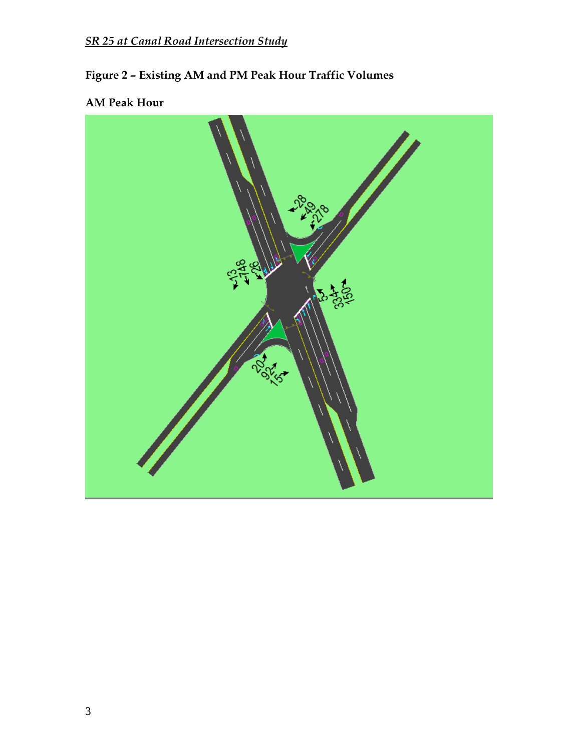*SR 25 at Canal Road Intersection Study*

**Figure 2 – Existing AM and PM Peak Hour Traffic Volumes**

**AM Peak Hour**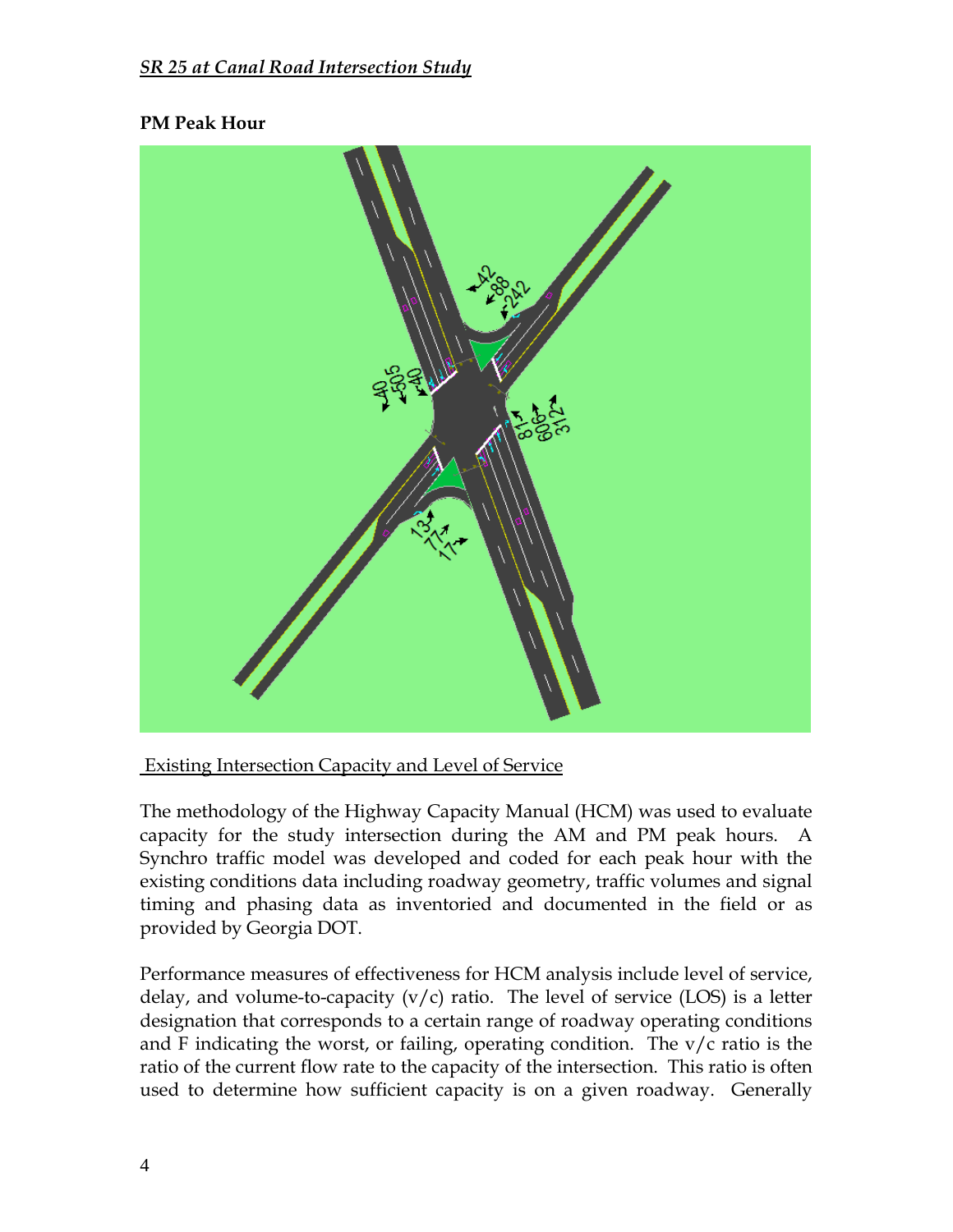**PM Peak Hour**

Existing Intersection Capacity and Level of Service

The methodology of the Highway Capacity Manual (HCM) was used to evaluate capacity for the study intersection during the AM and PM peak hours. A Synchro traffic model was developed and coded for each peak hour with the existing conditions data including roadway geometry, traffic volumes and signal timing and phasing data as inventoried and documented in the field or as provided by Georgia DOT.

Performance measures of effectiveness for HCM analysis include level of service, delay, and volume-to-capacity (v/c) ratio. The level of service (LOS) is a letter designation that corresponds to a certain range of roadway operating conditions and F indicating the worst, or failing, operating condition. The v/c ratio is the ratio of the current flow rate to the capacity of the intersection. This ratio is often used to determine how sufficient capacity is on a given roadway. Generally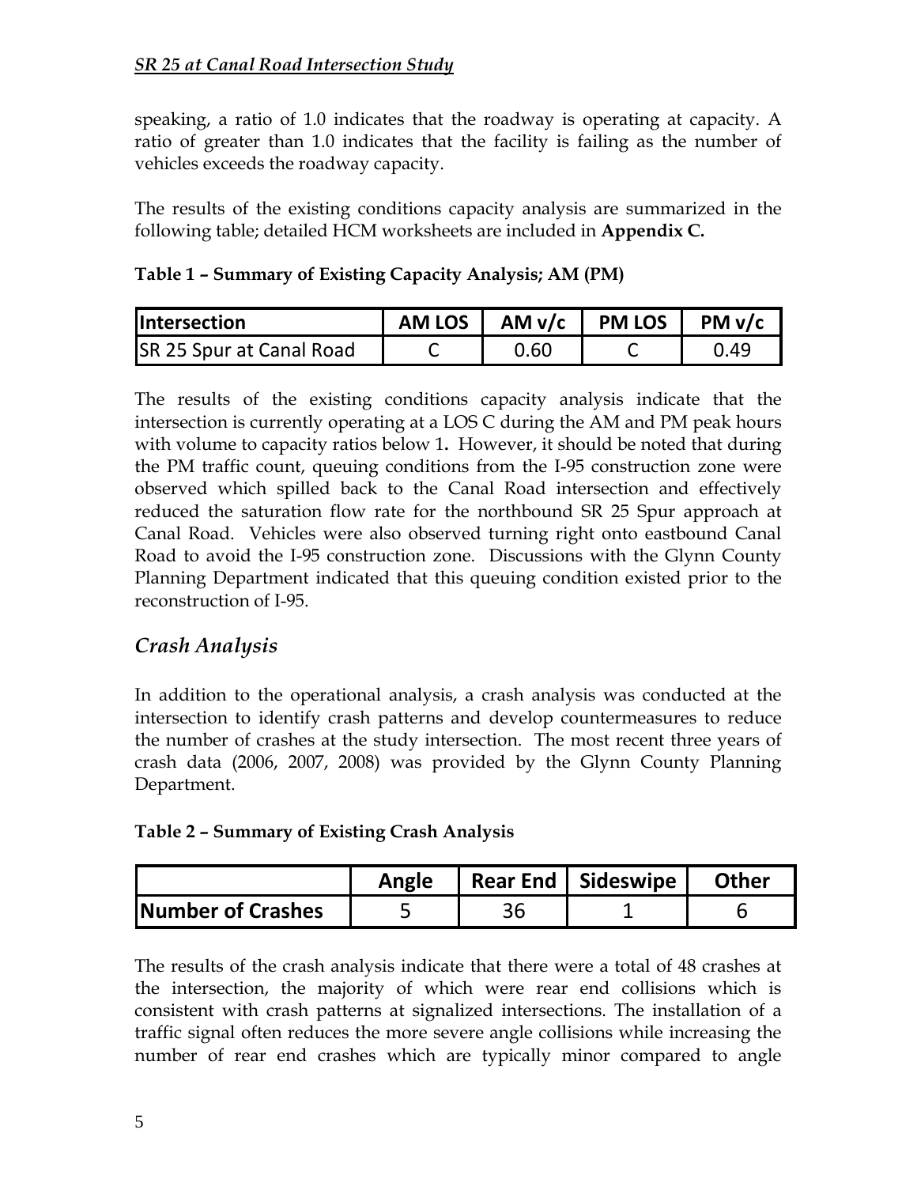speaking, a ratio of 1.0 indicates that the roadway is operating at capacity. A ratio of greater than 1.0 indicates that the facility is failing as the number of vehicles exceeds the roadway capacity.

The results of the existing conditions capacity analysis are summarized in the following table; detailed HCM worksheets are included in **Appendix C.**

**Table 1 – Summary of Existing Capacity Analysis; AM (PM)**

| Intersection | AM LOS | AM v/c | PM LOS | PM v/c |
|---|---|---|---|---|
| SR 25 Spur at Canal Road | C | 0.60 | C | 0.49 |

The results of the existing conditions capacity analysis indicate that the intersection is currently operating at a LOS C during the AM and PM peak hours with volume to capacity ratios below 1**.** However, it should be noted that during the PM traffic count, queuing conditions from the I-95 construction zone were observed which spilled back to the Canal Road intersection and effectively reduced the saturation flow rate for the northbound SR 25 Spur approach at Canal Road. Vehicles were also observed turning right onto eastbound Canal Road to avoid the I-95 construction zone. Discussions with the Glynn County Planning Department indicated that this queuing condition existed prior to the reconstruction of I-95.

## *Crash Analysis*

In addition to the operational analysis, a crash analysis was conducted at the intersection to identify crash patterns and develop countermeasures to reduce the number of crashes at the study intersection. The most recent three years of crash data (2006, 2007, 2008) was provided by the Glynn County Planning Department.

**Table 2 – Summary of Existing Crash Analysis**

| | Angle | Rear End | Sideswipe | Other |
|---|---|---|---|---|
| Number of Crashes | 5 | 36 | 1 | 6 |

The results of the crash analysis indicate that there were a total of 48 crashes at the intersection, the majority of which were rear end collisions which is consistent with crash patterns at signalized intersections. The installation of a traffic signal often reduces the more severe angle collisions while increasing the number of rear end crashes which are typically minor compared to angle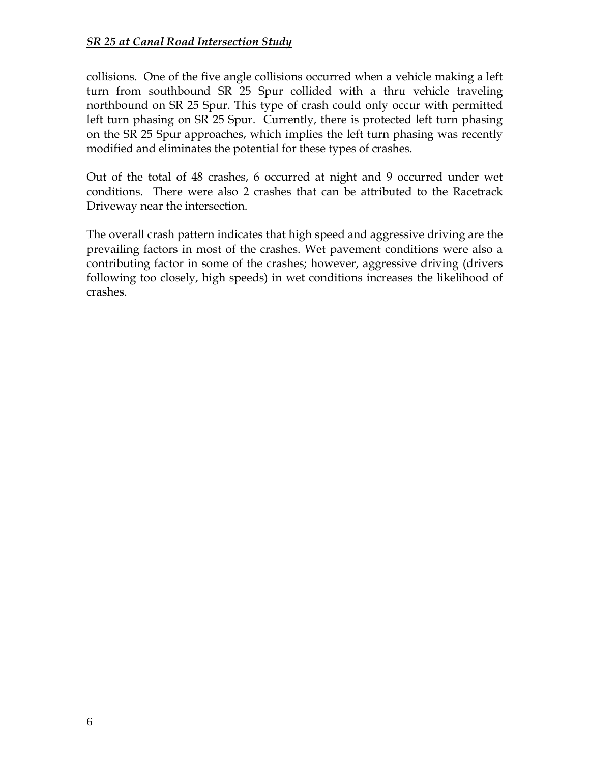collisions. One of the five angle collisions occurred when a vehicle making a left turn from southbound SR 25 Spur collided with a thru vehicle traveling northbound on SR 25 Spur. This type of crash could only occur with permitted left turn phasing on SR 25 Spur. Currently, there is protected left turn phasing on the SR 25 Spur approaches, which implies the left turn phasing was recently modified and eliminates the potential for these types of crashes.

Out of the total of 48 crashes, 6 occurred at night and 9 occurred under wet conditions. There were also 2 crashes that can be attributed to the Racetrack Driveway near the intersection.

The overall crash pattern indicates that high speed and aggressive driving are the prevailing factors in most of the crashes. Wet pavement conditions were also a contributing factor in some of the crashes; however, aggressive driving (drivers following too closely, high speeds) in wet conditions increases the likelihood of crashes.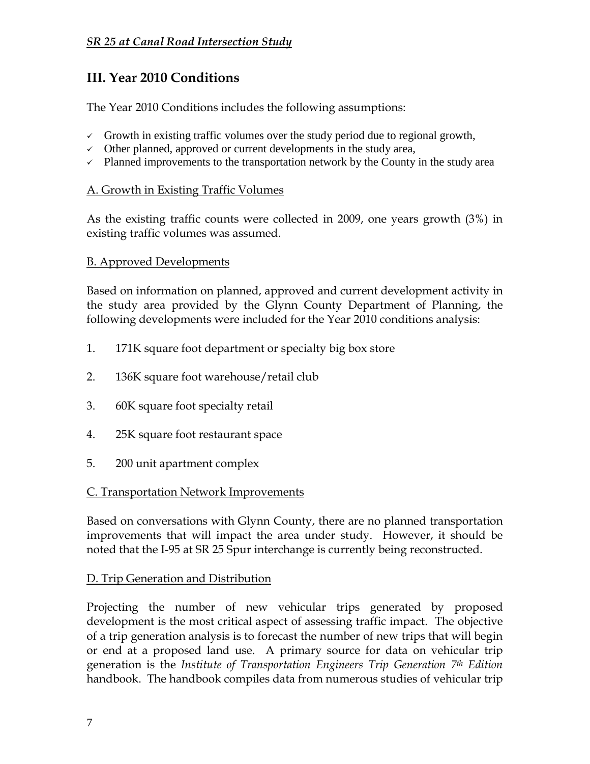## III. Year 2010 Conditions

The Year 2010 Conditions includes the following assumptions:

- ✓ Growth in existing traffic volumes over the study period due to regional growth,
- ✓ Other planned, approved or current developments in the study area,
- ✓ Planned improvements to the transportation network by the County in the study area

### A. Growth in Existing Traffic Volumes

As the existing traffic counts were collected in 2009, one years growth (3%) in existing traffic volumes was assumed.

### B. Approved Developments

Based on information on planned, approved and current development activity in the study area provided by the Glynn County Department of Planning, the following developments were included for the Year 2010 conditions analysis:

1. 171K square foot department or specialty big box store
2. 136K square foot warehouse/retail club
3. 60K square foot specialty retail
4. 25K square foot restaurant space
5. 200 unit apartment complex

### C. Transportation Network Improvements

Based on conversations with Glynn County, there are no planned transportation improvements that will impact the area under study. However, it should be noted that the I-95 at SR 25 Spur interchange is currently being reconstructed.

### D. Trip Generation and Distribution

Projecting the number of new vehicular trips generated by proposed development is the most critical aspect of assessing traffic impact. The objective of a trip generation analysis is to forecast the number of new trips that will begin or end at a proposed land use. A primary source for data on vehicular trip generation is the *Institute of Transportation Engineers Trip Generation 7th Edition* handbook. The handbook compiles data from numerous studies of vehicular trip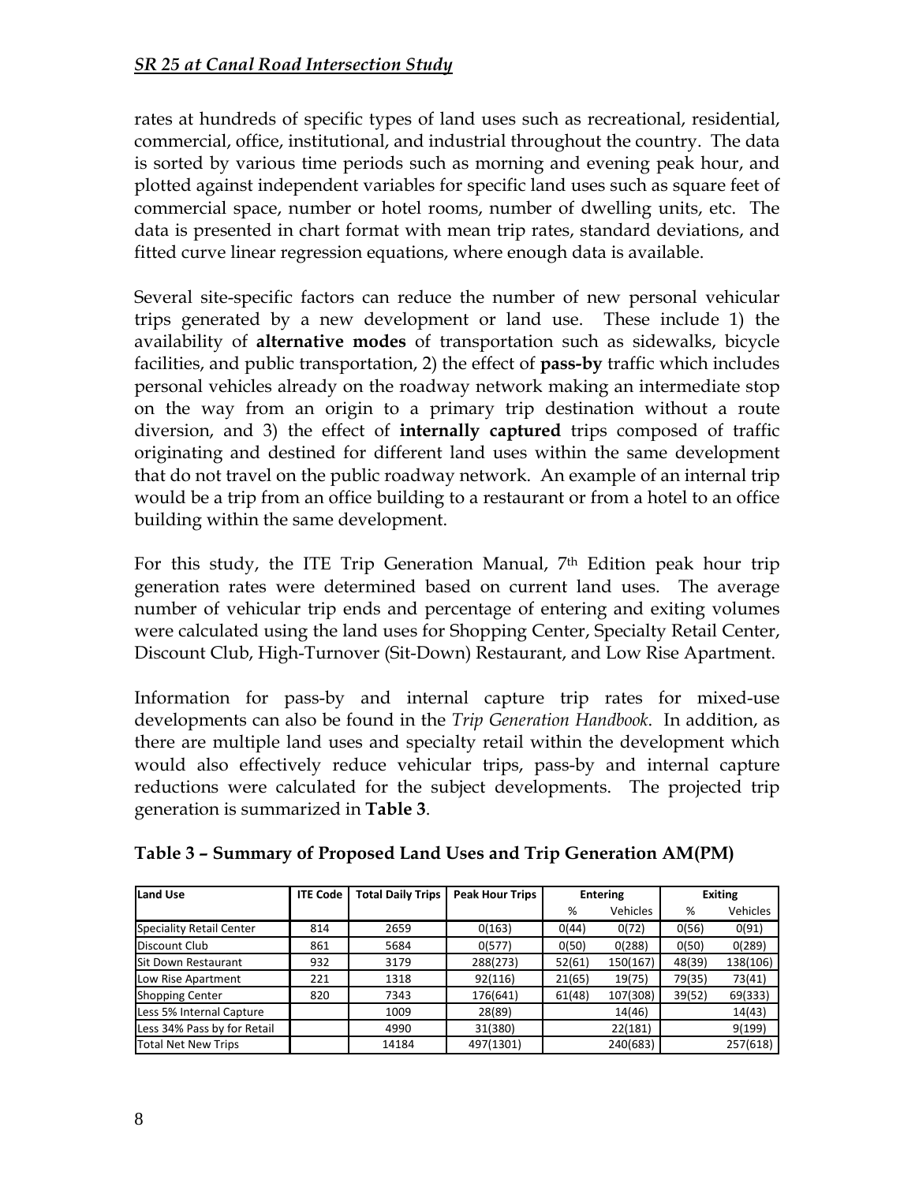rates at hundreds of specific types of land uses such as recreational, residential, commercial, office, institutional, and industrial throughout the country. The data is sorted by various time periods such as morning and evening peak hour, and plotted against independent variables for specific land uses such as square feet of commercial space, number or hotel rooms, number of dwelling units, etc. The data is presented in chart format with mean trip rates, standard deviations, and fitted curve linear regression equations, where enough data is available.

Several site-specific factors can reduce the number of new personal vehicular trips generated by a new development or land use. These include 1) the availability of **alternative modes** of transportation such as sidewalks, bicycle facilities, and public transportation, 2) the effect of **pass-by** traffic which includes personal vehicles already on the roadway network making an intermediate stop on the way from an origin to a primary trip destination without a route diversion, and 3) the effect of **internally captured** trips composed of traffic originating and destined for different land uses within the same development that do not travel on the public roadway network. An example of an internal trip would be a trip from an office building to a restaurant or from a hotel to an office building within the same development.

For this study, the ITE Trip Generation Manual, 7th Edition peak hour trip generation rates were determined based on current land uses. The average number of vehicular trip ends and percentage of entering and exiting volumes were calculated using the land uses for Shopping Center, Specialty Retail Center, Discount Club, High-Turnover (Sit-Down) Restaurant, and Low Rise Apartment.

Information for pass-by and internal capture trip rates for mixed-use developments can also be found in the *Trip Generation Handbook*. In addition, as there are multiple land uses and specialty retail within the development which would also effectively reduce vehicular trips, pass-by and internal capture reductions were calculated for the subject developments. The projected trip generation is summarized in **Table 3**.

**Table 3 – Summary of Proposed Land Uses and Trip Generation AM(PM)**

| Land Use | ITE Code | Total Daily Trips | Peak Hour Trips | Entering | | Exiting | |
|---|---|---|---|---|---|---|---|
| | | | | % | Vehicles | % | Vehicles |
| Speciality Retail Center | 814 | 2659 | 0(163) | 0(44) | 0(72) | 0(56) | 0(91) |
| Discount Club | 861 | 5684 | 0(577) | 0(50) | 0(288) | 0(50) | 0(289) |
| Sit Down Restaurant | 932 | 3179 | 288(273) | 52(61) | 150(167) | 48(39) | 138(106) |
| Low Rise Apartment | 221 | 1318 | 92(116) | 21(65) | 19(75) | 79(35) | 73(41) |
| Shopping Center | 820 | 7343 | 176(641) | 61(48) | 107(308) | 39(52) | 69(333) |
| Less 5% Internal Capture | | 1009 | 28(89) | | 14(46) | | 14(43) |
| Less 34% Pass by for Retail | | 4990 | 31(380) | | 22(181) | | 9(199) |
| Total Net New Trips | | 14184 | 497(1301) | | 240(683) | | 257(618) |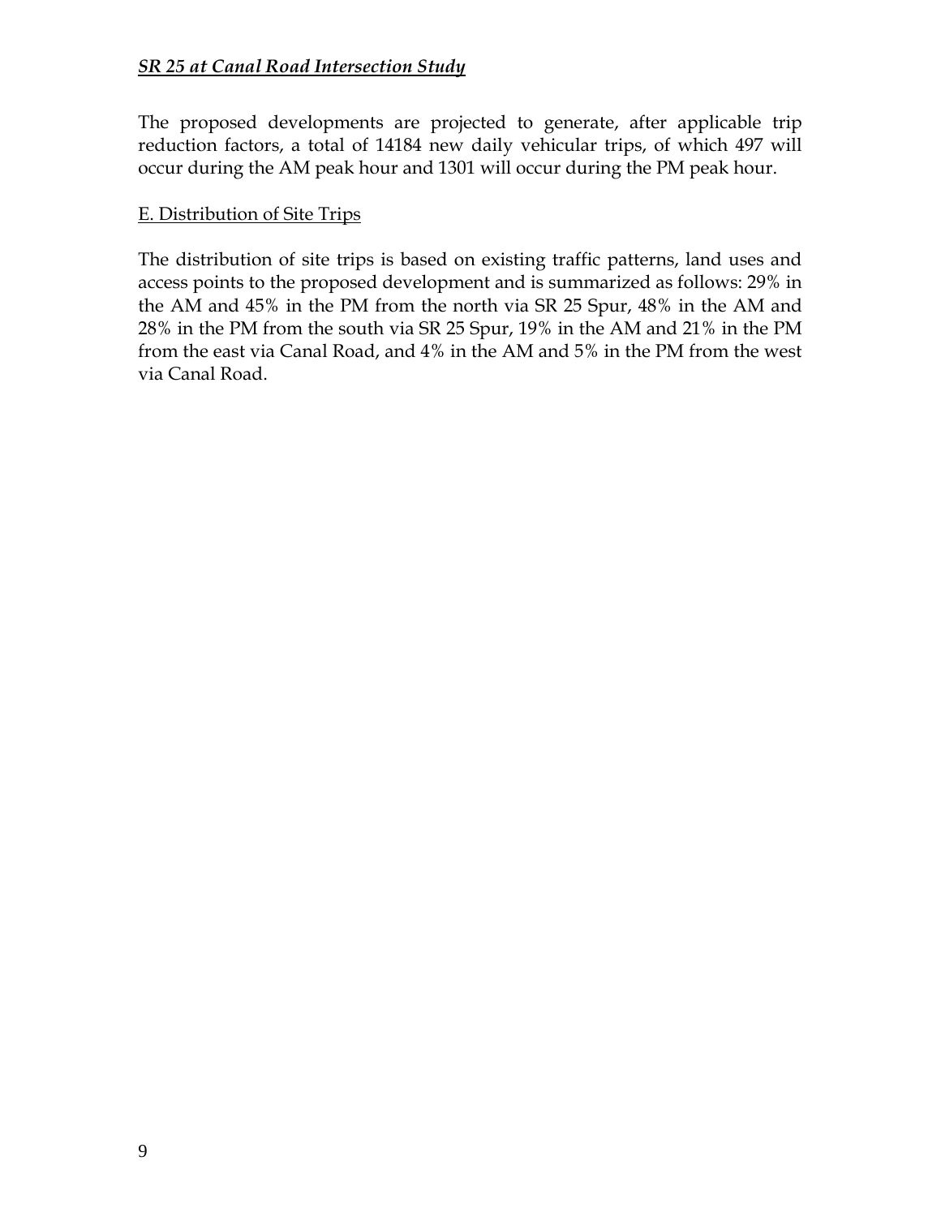The proposed developments are projected to generate, after applicable trip reduction factors, a total of 14184 new daily vehicular trips, of which 497 will occur during the AM peak hour and 1301 will occur during the PM peak hour.

## E. Distribution of Site Trips

The distribution of site trips is based on existing traffic patterns, land uses and access points to the proposed development and is summarized as follows: 29% in the AM and 45% in the PM from the north via SR 25 Spur, 48% in the AM and 28% in the PM from the south via SR 25 Spur, 19% in the AM and 21% in the PM from the east via Canal Road, and 4% in the AM and 5% in the PM from the west via Canal Road.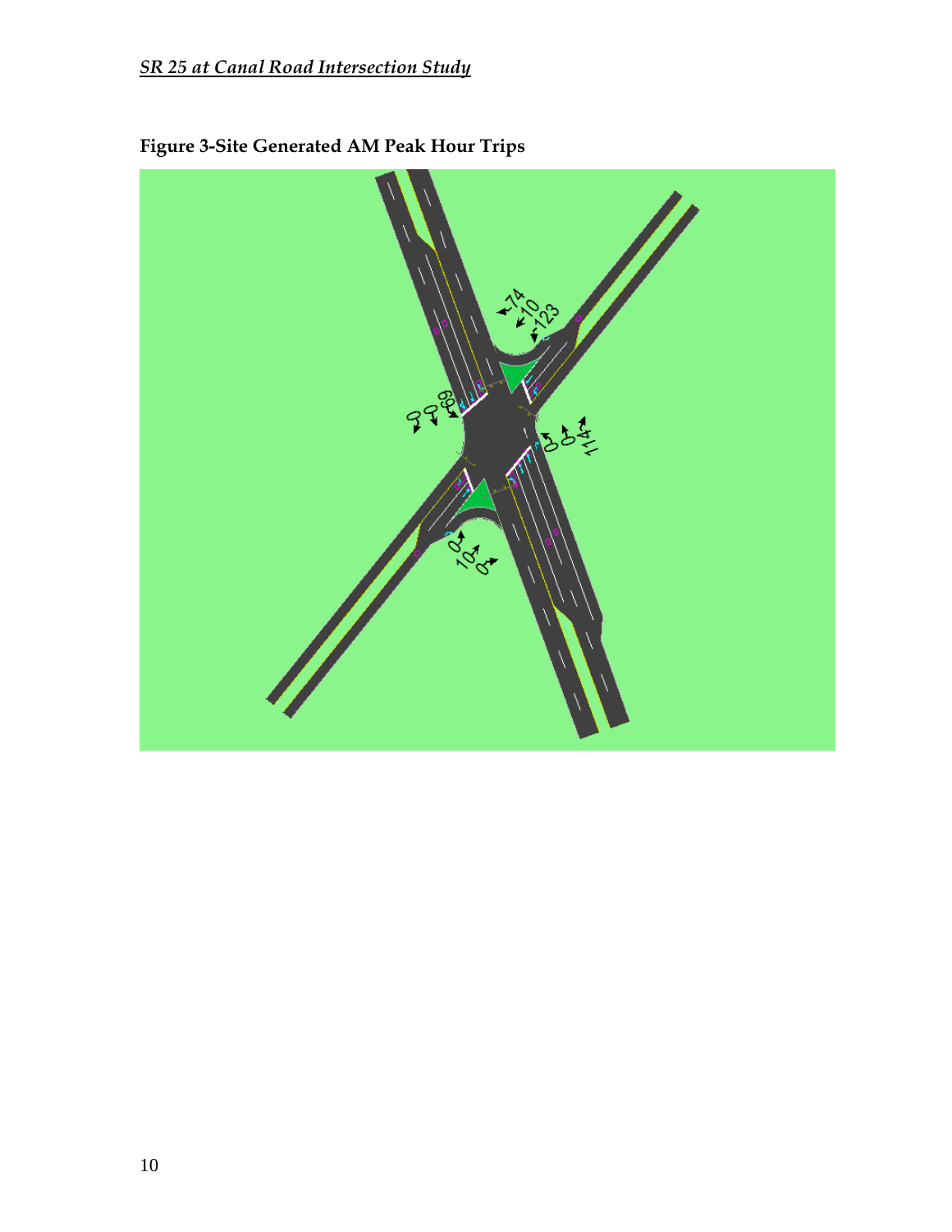**Figure 3-Site Generated AM Peak Hour Trips**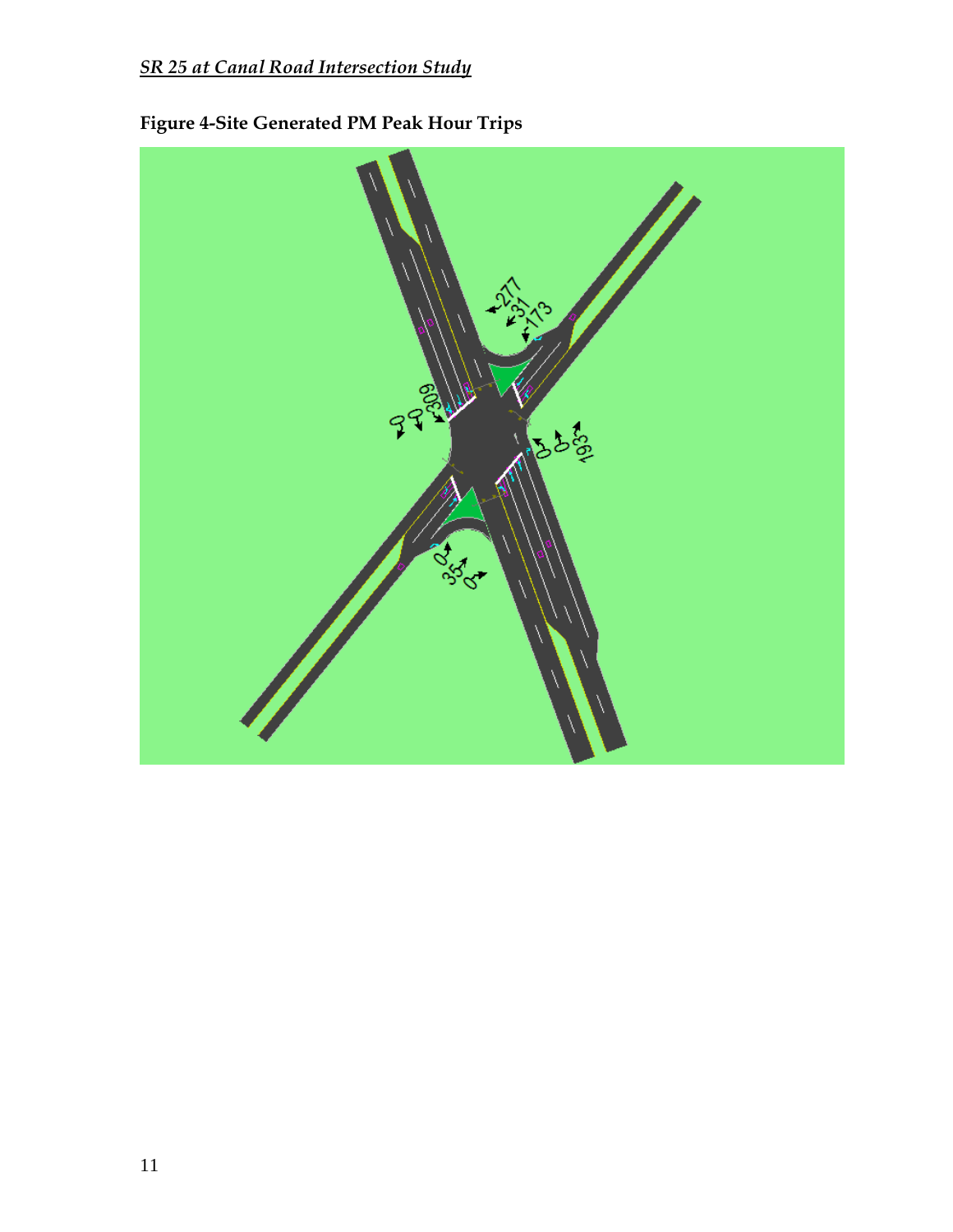**Figure 4-Site Generated PM Peak Hour Trips**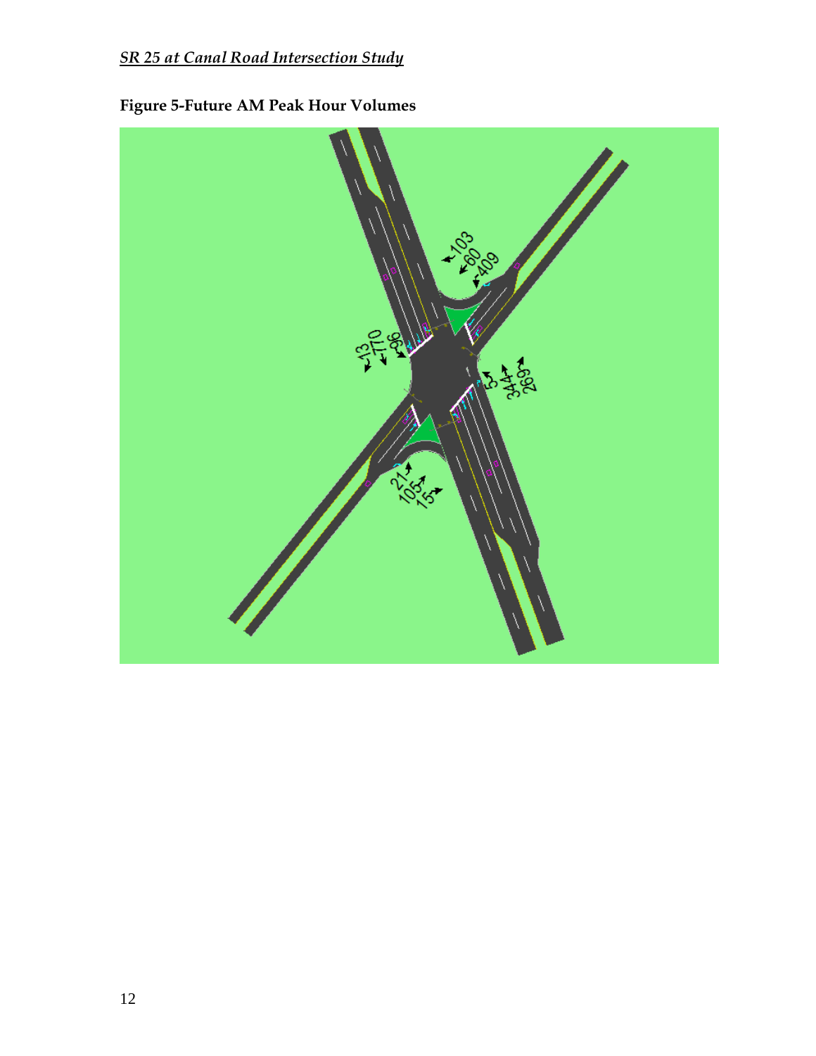**Figure 5-Future AM Peak Hour Volumes**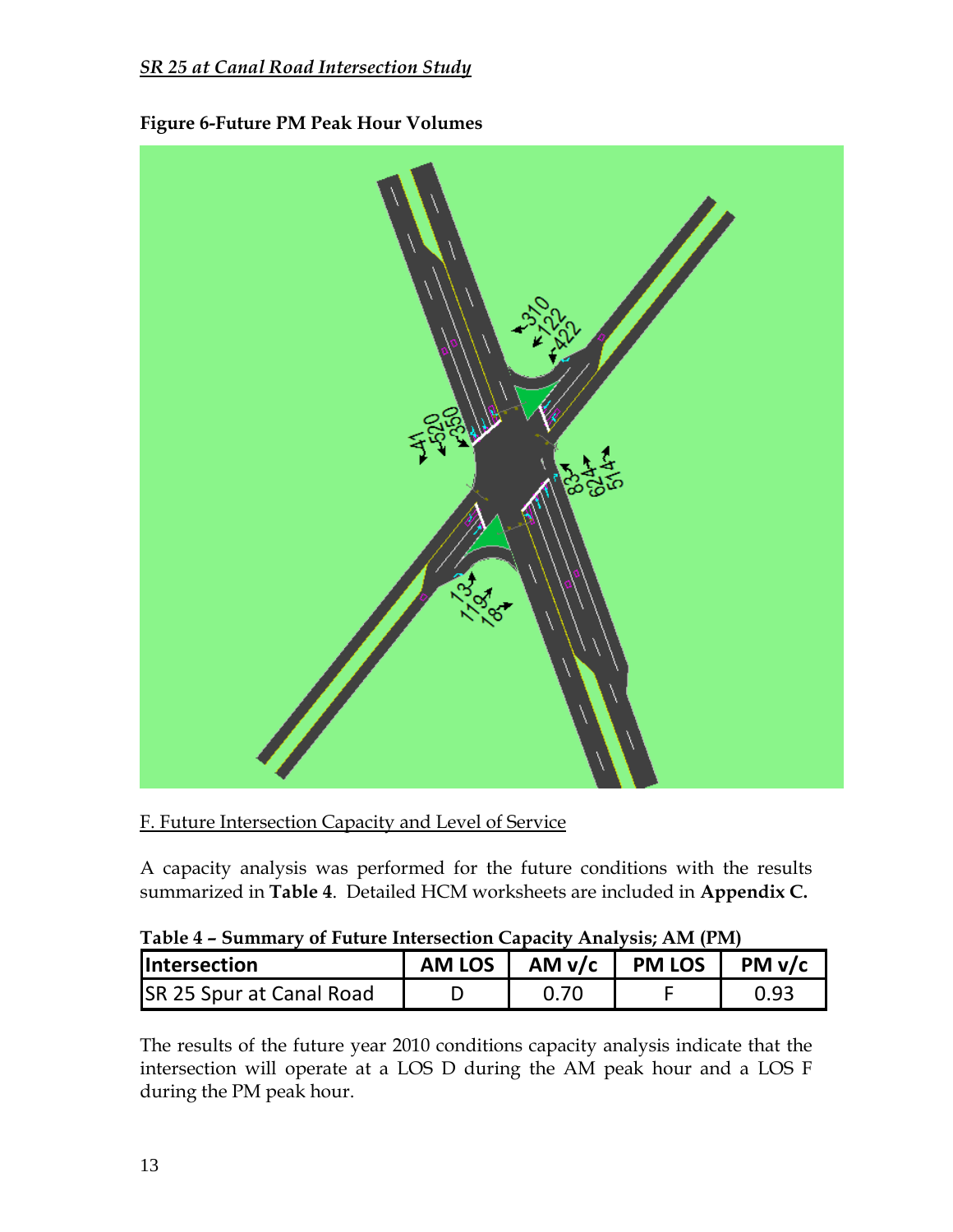**Figure 6-Future PM Peak Hour Volumes**

F. Future Intersection Capacity and Level of Service

A capacity analysis was performed for the future conditions with the results summarized in **Table 4**. Detailed HCM worksheets are included in **Appendix C.**

**Table 4 – Summary of Future Intersection Capacity Analysis; AM (PM)**

| Intersection | AM LOS | AM v/c | PM LOS | PM v/c |
| --- | --- | --- | --- | --- |
| SR 25 Spur at Canal Road | D | 0.70 | F | 0.93 |

The results of the future year 2010 conditions capacity analysis indicate that the intersection will operate at a LOS D during the AM peak hour and a LOS F during the PM peak hour.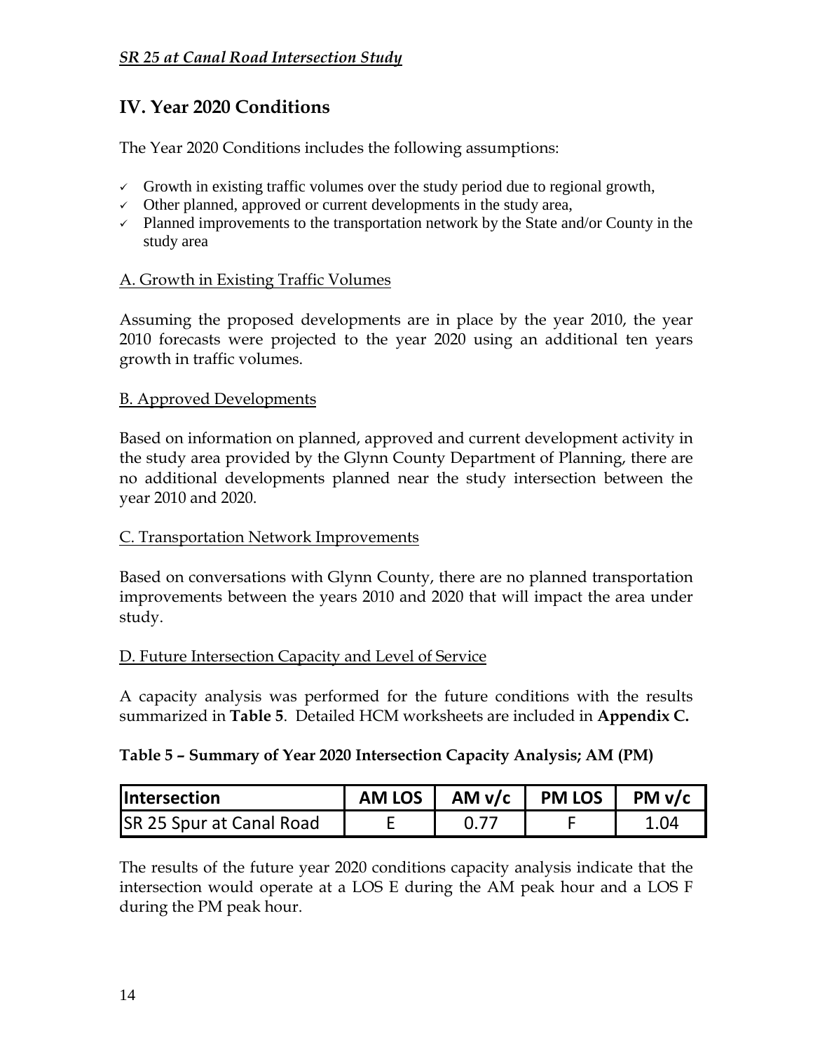## IV. Year 2020 Conditions

The Year 2020 Conditions includes the following assumptions:

- ✓ Growth in existing traffic volumes over the study period due to regional growth,
- ✓ Other planned, approved or current developments in the study area,
- ✓ Planned improvements to the transportation network by the State and/or County in the study area

### A. Growth in Existing Traffic Volumes

Assuming the proposed developments are in place by the year 2010, the year 2010 forecasts were projected to the year 2020 using an additional ten years growth in traffic volumes.

### B. Approved Developments

Based on information on planned, approved and current development activity in the study area provided by the Glynn County Department of Planning, there are no additional developments planned near the study intersection between the year 2010 and 2020.

### C. Transportation Network Improvements

Based on conversations with Glynn County, there are no planned transportation improvements between the years 2010 and 2020 that will impact the area under study.

### D. Future Intersection Capacity and Level of Service

A capacity analysis was performed for the future conditions with the results summarized in **Table 5**. Detailed HCM worksheets are included in **Appendix C.**

**Table 5 – Summary of Year 2020 Intersection Capacity Analysis; AM (PM)**

| Intersection | AM LOS | AM v/c | PM LOS | PM v/c |
|---|---|---|---|---|
| SR 25 Spur at Canal Road | E | 0.77 | F | 1.04 |

The results of the future year 2020 conditions capacity analysis indicate that the intersection would operate at a LOS E during the AM peak hour and a LOS F during the PM peak hour.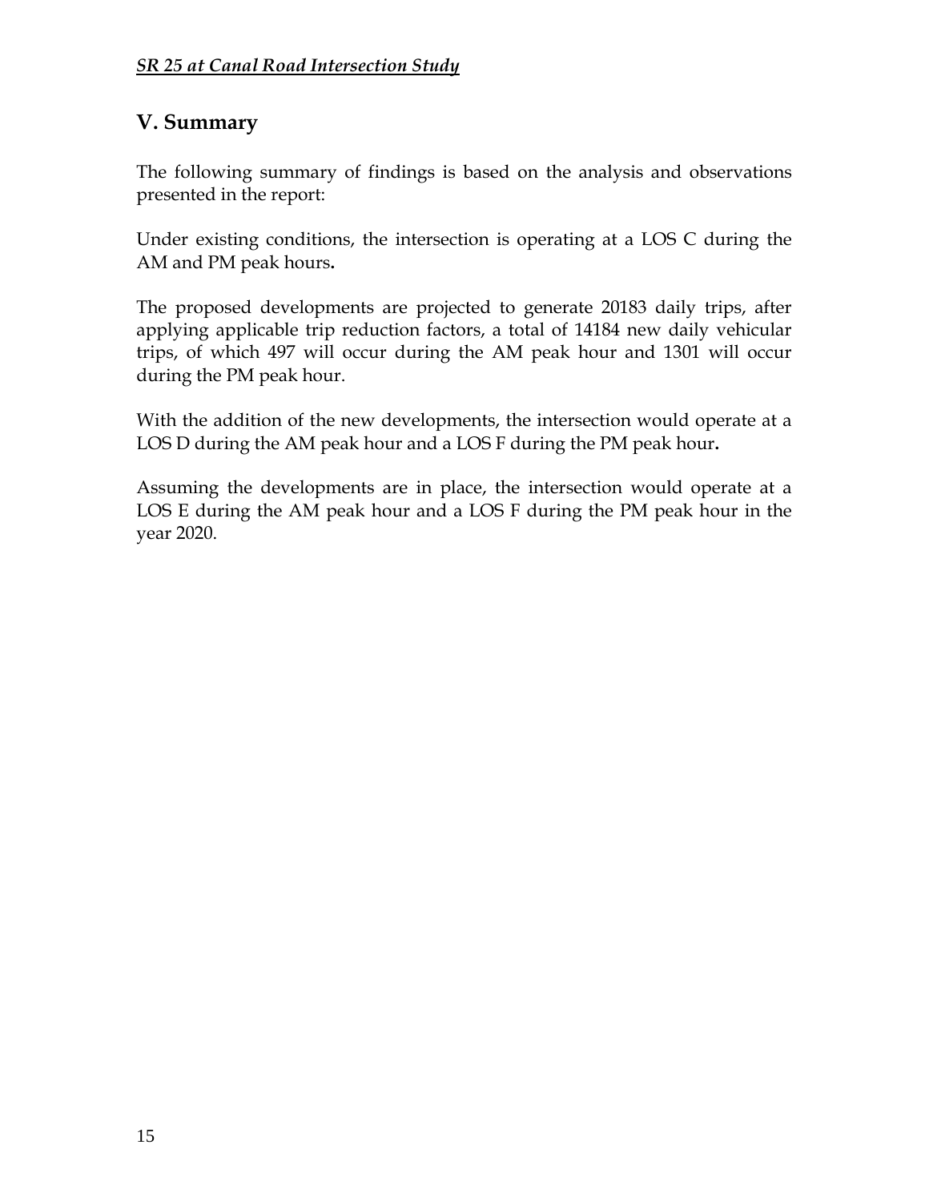## V. Summary

The following summary of findings is based on the analysis and observations presented in the report:

Under existing conditions, the intersection is operating at a LOS C during the AM and PM peak hours**.**

The proposed developments are projected to generate 20183 daily trips, after applying applicable trip reduction factors, a total of 14184 new daily vehicular trips, of which 497 will occur during the AM peak hour and 1301 will occur during the PM peak hour.

With the addition of the new developments, the intersection would operate at a LOS D during the AM peak hour and a LOS F during the PM peak hour**.**

Assuming the developments are in place, the intersection would operate at a LOS E during the AM peak hour and a LOS F during the PM peak hour in the year 2020.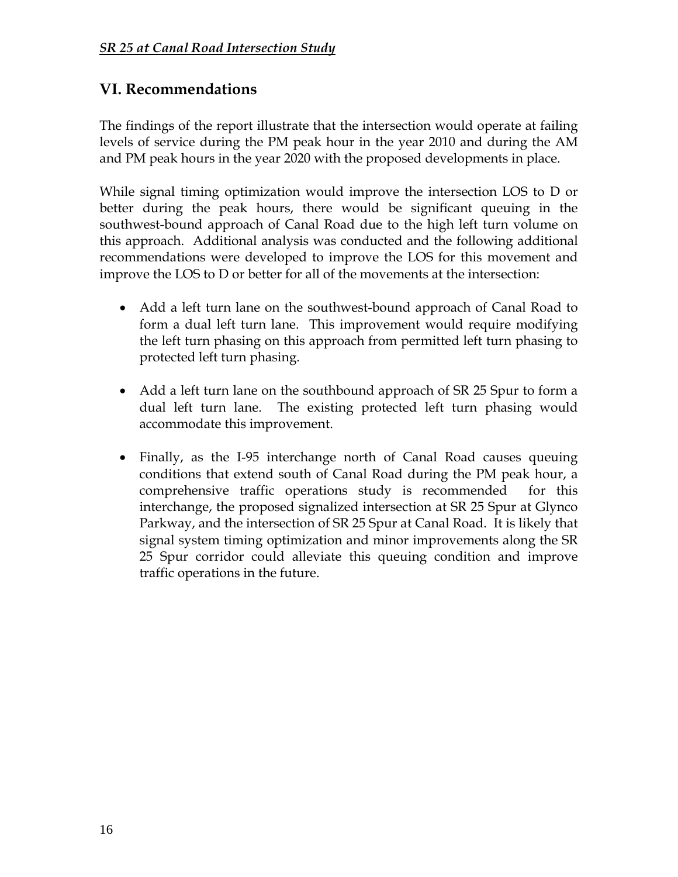## VI. Recommendations

The findings of the report illustrate that the intersection would operate at failing levels of service during the PM peak hour in the year 2010 and during the AM and PM peak hours in the year 2020 with the proposed developments in place.

While signal timing optimization would improve the intersection LOS to D or better during the peak hours, there would be significant queuing in the southwest-bound approach of Canal Road due to the high left turn volume on this approach. Additional analysis was conducted and the following additional recommendations were developed to improve the LOS for this movement and improve the LOS to D or better for all of the movements at the intersection:

- Add a left turn lane on the southwest-bound approach of Canal Road to form a dual left turn lane. This improvement would require modifying the left turn phasing on this approach from permitted left turn phasing to protected left turn phasing.
- Add a left turn lane on the southbound approach of SR 25 Spur to form a dual left turn lane. The existing protected left turn phasing would accommodate this improvement.
- Finally, as the I-95 interchange north of Canal Road causes queuing conditions that extend south of Canal Road during the PM peak hour, a comprehensive traffic operations study is recommended for this interchange, the proposed signalized intersection at SR 25 Spur at Glynco Parkway, and the intersection of SR 25 Spur at Canal Road. It is likely that signal system timing optimization and minor improvements along the SR 25 Spur corridor could alleviate this queuing condition and improve traffic operations in the future.